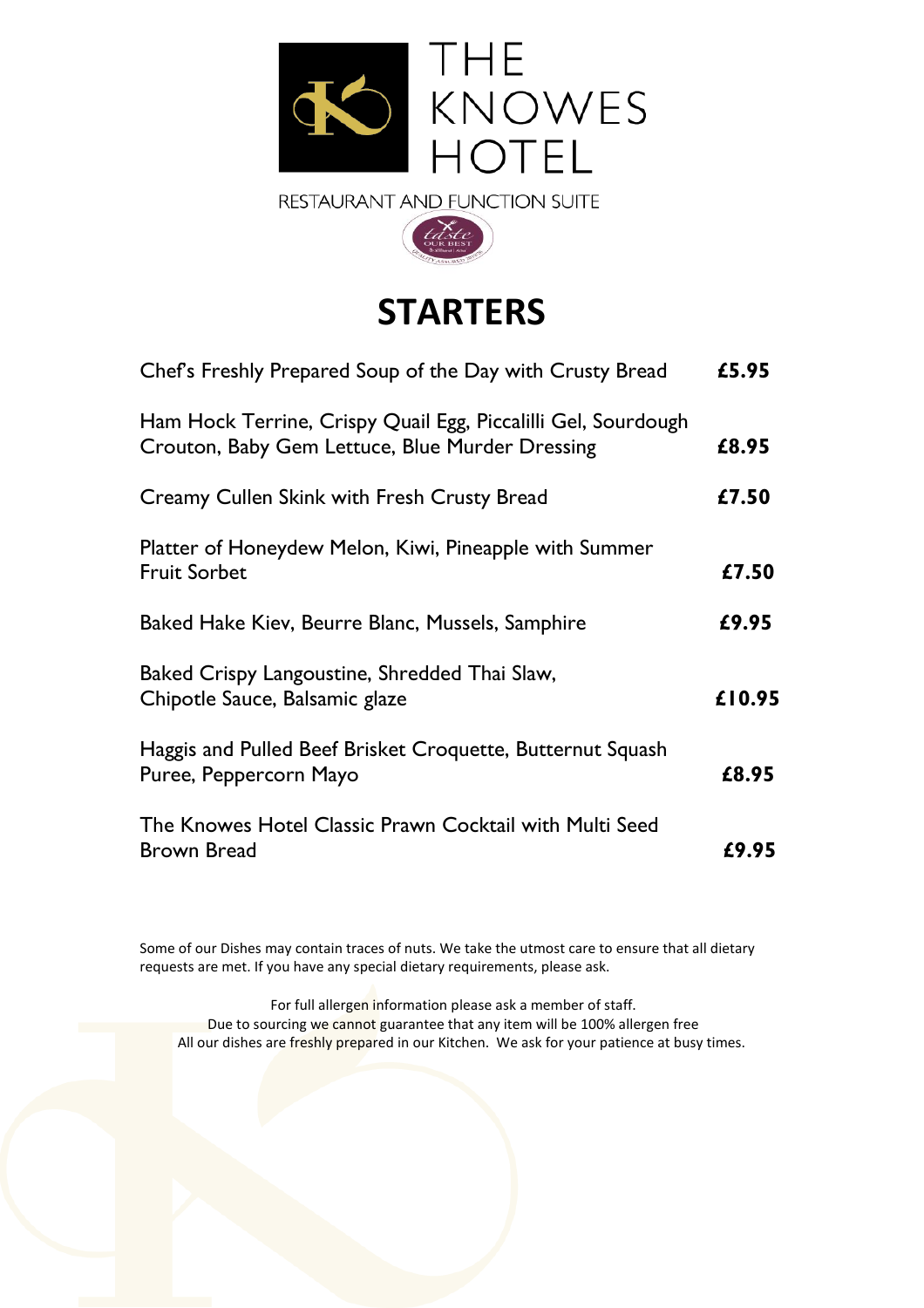# THE KNOWES HOTEL

RESTAURANT AND FUNCTION SUITE

## STARTERS

| | |
|---|---|
| Chef's Freshly Prepared Soup of the Day with Crusty Bread | **£5.95** |
| Ham Hock Terrine, Crispy Quail Egg, Piccalilli Gel, Sourdough Crouton, Baby Gem Lettuce, Blue Murder Dressing | **£8.95** |
| Creamy Cullen Skink with Fresh Crusty Bread | **£7.50** |
| Platter of Honeydew Melon, Kiwi, Pineapple with Summer Fruit Sorbet | **£7.50** |
| Baked Hake Kiev, Beurre Blanc, Mussels, Samphire | **£9.95** |
| Baked Crispy Langoustine, Shredded Thai Slaw, Chipotle Sauce, Balsamic glaze | **£10.95** |
| Haggis and Pulled Beef Brisket Croquette, Butternut Squash Puree, Peppercorn Mayo | **£8.95** |
| The Knowes Hotel Classic Prawn Cocktail with Multi Seed Brown Bread | **£9.95** |

Some of our Dishes may contain traces of nuts. We take the utmost care to ensure that all dietary requests are met. If you have any special dietary requirements, please ask.

For full allergen information please ask a member of staff.
Due to sourcing we cannot guarantee that any item will be 100% allergen free
All our dishes are freshly prepared in our Kitchen. We ask for your patience at busy times.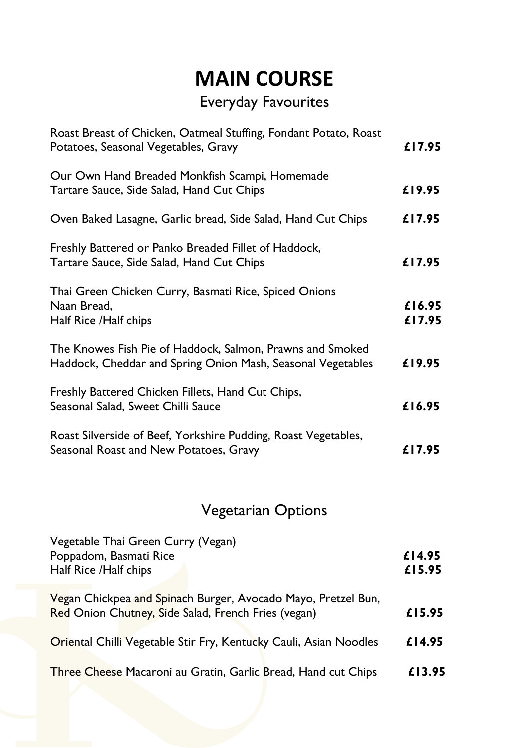# MAIN COURSE

## Everyday Favourites

Roast Breast of Chicken, Oatmeal Stuffing, Fondant Potato, Roast Potatoes, Seasonal Vegetables, Gravy **£17.95**

Our Own Hand Breaded Monkfish Scampi, Homemade Tartare Sauce, Side Salad, Hand Cut Chips **£19.95**

Oven Baked Lasagne, Garlic bread, Side Salad, Hand Cut Chips **£17.95**

Freshly Battered or Panko Breaded Fillet of Haddock, Tartare Sauce, Side Salad, Hand Cut Chips **£17.95**

Thai Green Chicken Curry, Basmati Rice, Spiced Onions
Naan Bread, **£16.95**
Half Rice /Half chips **£17.95**

The Knowes Fish Pie of Haddock, Salmon, Prawns and Smoked Haddock, Cheddar and Spring Onion Mash, Seasonal Vegetables **£19.95**

Freshly Battered Chicken Fillets, Hand Cut Chips, Seasonal Salad, Sweet Chilli Sauce **£16.95**

Roast Silverside of Beef, Yorkshire Pudding, Roast Vegetables, Seasonal Roast and New Potatoes, Gravy **£17.95**

## Vegetarian Options

Vegetable Thai Green Curry (Vegan)
Poppadom, Basmati Rice **£14.95**
Half Rice /Half chips **£15.95**

Vegan Chickpea and Spinach Burger, Avocado Mayo, Pretzel Bun, Red Onion Chutney, Side Salad, French Fries (vegan) **£15.95**

Oriental Chilli Vegetable Stir Fry, Kentucky Cauli, Asian Noodles **£14.95**

Three Cheese Macaroni au Gratin, Garlic Bread, Hand cut Chips **£13.95**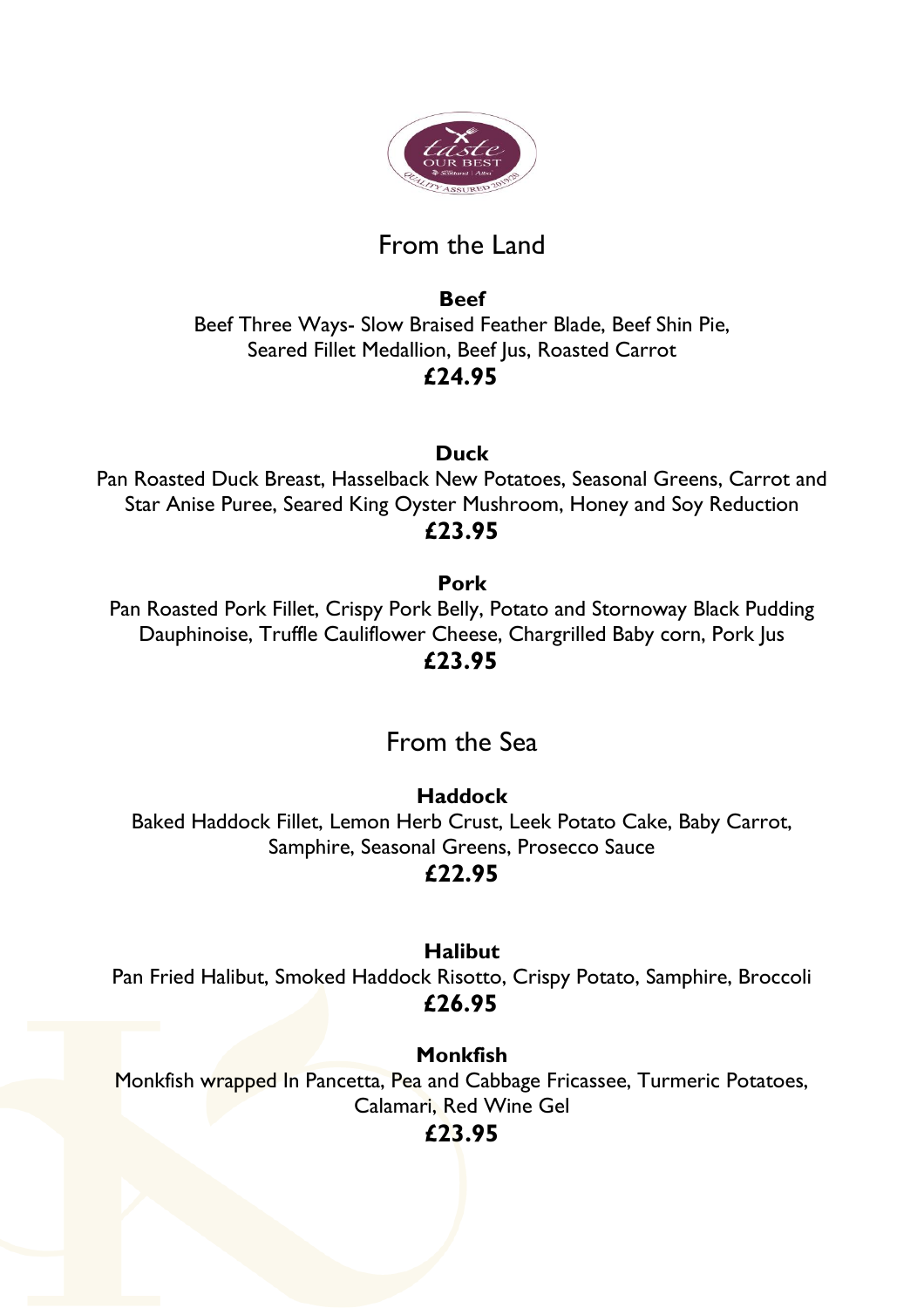## From the Land

**Beef**

Beef Three Ways- Slow Braised Feather Blade, Beef Shin Pie, Seared Fillet Medallion, Beef Jus, Roasted Carrot

**£24.95**

**Duck**

Pan Roasted Duck Breast, Hasselback New Potatoes, Seasonal Greens, Carrot and Star Anise Puree, Seared King Oyster Mushroom, Honey and Soy Reduction

**£23.95**

**Pork**

Pan Roasted Pork Fillet, Crispy Pork Belly, Potato and Stornoway Black Pudding Dauphinoise, Truffle Cauliflower Cheese, Chargrilled Baby corn, Pork Jus

**£23.95**

## From the Sea

**Haddock**

Baked Haddock Fillet, Lemon Herb Crust, Leek Potato Cake, Baby Carrot, Samphire, Seasonal Greens, Prosecco Sauce

**£22.95**

**Halibut**

Pan Fried Halibut, Smoked Haddock Risotto, Crispy Potato, Samphire, Broccoli

**£26.95**

**Monkfish**

Monkfish wrapped In Pancetta, Pea and Cabbage Fricassee, Turmeric Potatoes, Calamari, Red Wine Gel

**£23.95**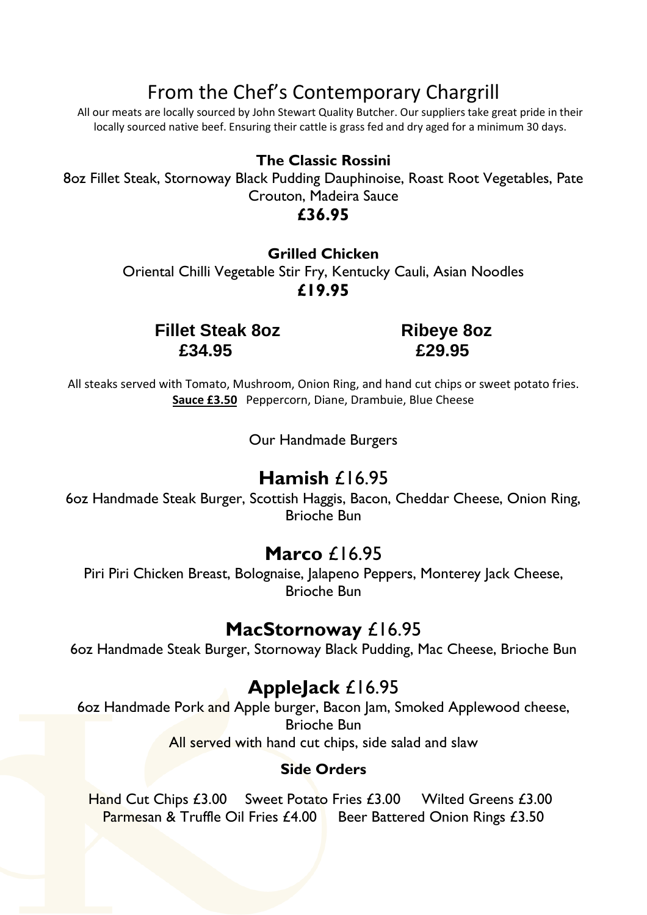# From the Chef's Contemporary Chargrill

All our meats are locally sourced by John Stewart Quality Butcher. Our suppliers take great pride in their locally sourced native beef. Ensuring their cattle is grass fed and dry aged for a minimum 30 days.

**The Classic Rossini**

8oz Fillet Steak, Stornoway Black Pudding Dauphinoise, Roast Root Vegetables, Pate Crouton, Madeira Sauce

**£36.95**

**Grilled Chicken**

Oriental Chilli Vegetable Stir Fry, Kentucky Cauli, Asian Noodles

**£19.95**

**Fillet Steak 8oz**
**£34.95**

**Ribeye 8oz**
**£29.95**

All steaks served with Tomato, Mushroom, Onion Ring, and hand cut chips or sweet potato fries.

**Sauce £3.50** Peppercorn, Diane, Drambuie, Blue Cheese

Our Handmade Burgers

## **Hamish** £16.95

6oz Handmade Steak Burger, Scottish Haggis, Bacon, Cheddar Cheese, Onion Ring, Brioche Bun

## **Marco** £16.95

Piri Piri Chicken Breast, Bolognaise, Jalapeno Peppers, Monterey Jack Cheese, Brioche Bun

## **MacStornoway** £16.95

6oz Handmade Steak Burger, Stornoway Black Pudding, Mac Cheese, Brioche Bun

## **AppleJack** £16.95

6oz Handmade Pork and Apple burger, Bacon Jam, Smoked Applewood cheese, Brioche Bun

All served with hand cut chips, side salad and slaw

**Side Orders**

Hand Cut Chips £3.00 Sweet Potato Fries £3.00 Wilted Greens £3.00

Parmesan & Truffle Oil Fries £4.00 Beer Battered Onion Rings £3.50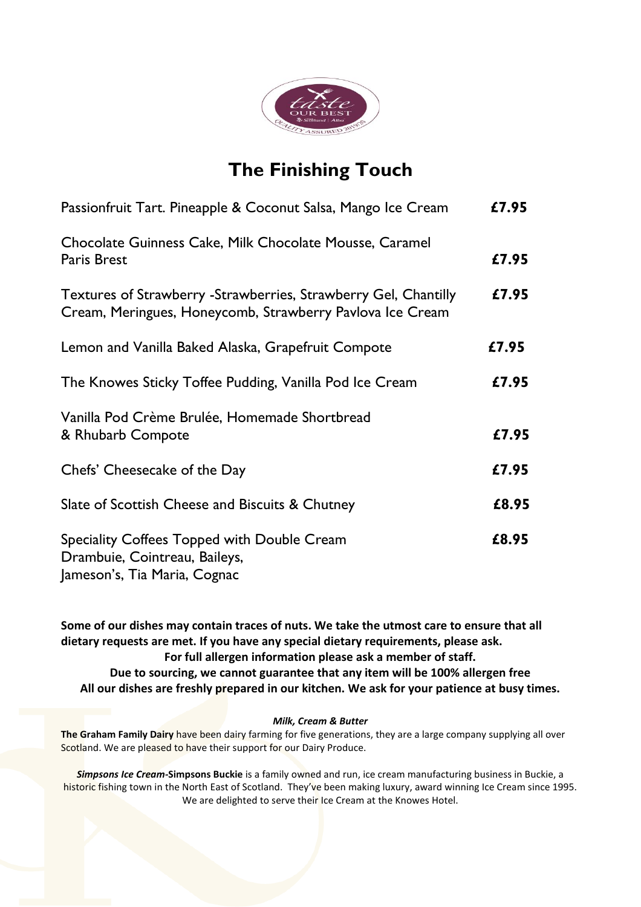# The Finishing Touch

| | |
|---|---|
| Passionfruit Tart. Pineapple & Coconut Salsa, Mango Ice Cream | £7.95 |
| Chocolate Guinness Cake, Milk Chocolate Mousse, Caramel Paris Brest | £7.95 |
| Textures of Strawberry -Strawberries, Strawberry Gel, Chantilly Cream, Meringues, Honeycomb, Strawberry Pavlova Ice Cream | £7.95 |
| Lemon and Vanilla Baked Alaska, Grapefruit Compote | £7.95 |
| The Knowes Sticky Toffee Pudding, Vanilla Pod Ice Cream | £7.95 |
| Vanilla Pod Crème Brulée, Homemade Shortbread & Rhubarb Compote | £7.95 |
| Chefs' Cheesecake of the Day | £7.95 |
| Slate of Scottish Cheese and Biscuits & Chutney | £8.95 |
| Speciality Coffees Topped with Double Cream Drambuie, Cointreau, Baileys, Jameson's, Tia Maria, Cognac | £8.95 |

**Some of our dishes may contain traces of nuts. We take the utmost care to ensure that all dietary requests are met. If you have any special dietary requirements, please ask.**
**For full allergen information please ask a member of staff.**
**Due to sourcing, we cannot guarantee that any item will be 100% allergen free**
**All our dishes are freshly prepared in our kitchen. We ask for your patience at busy times.**

***Milk, Cream & Butter***

**The Graham Family Dairy** have been dairy farming for five generations, they are a large company supplying all over Scotland. We are pleased to have their support for our Dairy Produce.

***Simpsons Ice Cream*-Simpsons Buckie** is a family owned and run, ice cream manufacturing business in Buckie, a historic fishing town in the North East of Scotland. They've been making luxury, award winning Ice Cream since 1995. We are delighted to serve their Ice Cream at the Knowes Hotel.